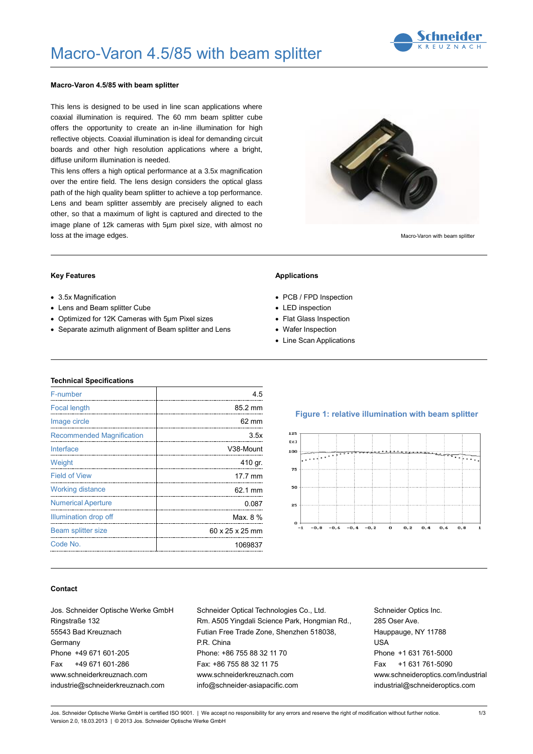# Macro-Varon 4.5/85 with beam splitter

**Macro-Varon 4.5/85 with beam splitter**

This lens is designed to be used in line scan applications where coaxial illumination is required. The 60 mm beam splitter cube offers the opportunity to create an in-line illumination for high reflective objects. Coaxial illumination is ideal for demanding circuit boards and other high resolution applications where a bright, diffuse uniform illumination is needed.
This lens offers a high optical performance at a 3.5x magnification over the entire field. The lens design considers the optical glass path of the high quality beam splitter to achieve a top performance. Lens and beam splitter assembly are precisely aligned to each other, so that a maximum of light is captured and directed to the image plane of 12k cameras with 5µm pixel size, with almost no loss at the image edges.

Macro-Varon with beam splitter

### Key Features

- 3.5x Magnification
- Lens and Beam splitter Cube
- Optimized for 12K Cameras with 5µm Pixel sizes
- Separate azimuth alignment of Beam splitter and Lens

### Applications

- PCB / FPD Inspection
- LED inspection
- Flat Glass Inspection
- Wafer Inspection
- Line Scan Applications

### Technical Specifications

| | |
|---|---|
| F-number | 4.5 |
| Focal length | 85.2 mm |
| Image circle | 62 mm |
| Recommended Magnification | 3.5x |
| Interface | V38-Mount |
| Weight | 410 gr. |
| Field of View | 17.7 mm |
| Working distance | 62.1 mm |
| Numerical Aperture | 0.087 |
| Illumination drop off | Max. 8 % |
| Beam splitter size | 60 x 25 x 25 mm |
| Code No. | 1069837 |

**Figure 1: relative illumination with beam splitter**

### Contact

Jos. Schneider Optische Werke GmbH
Ringstraße 132
55543 Bad Kreuznach
Germany
Phone +49 671 601-205
Fax +49 671 601-286
www.schneiderkreuznach.com
industrie@schneiderkreuznach.com

Schneider Optical Technologies Co., Ltd.
Rm. A505 Yingdali Science Park, Hongmian Rd.,
Futian Free Trade Zone, Shenzhen 518038,
P.R. China
Phone: +86 755 88 32 11 70
Fax: +86 755 88 32 11 75
www.schneiderkreuznach.com
info@schneider-asiapacific.com

Schneider Optics Inc.
285 Oser Ave.
Hauppauge, NY 11788
USA
Phone +1 631 761-5000
Fax +1 631 761-5090
www.schneideroptics.com/industrial
industrial@schneideroptics.com

Jos. Schneider Optische Werke GmbH is certified ISO 9001. | We accept no responsibility for any errors and reserve the right of modification without further notice.
Version 2.0, 18.03.2013 | © 2013 Jos. Schneider Optische Werke GmbH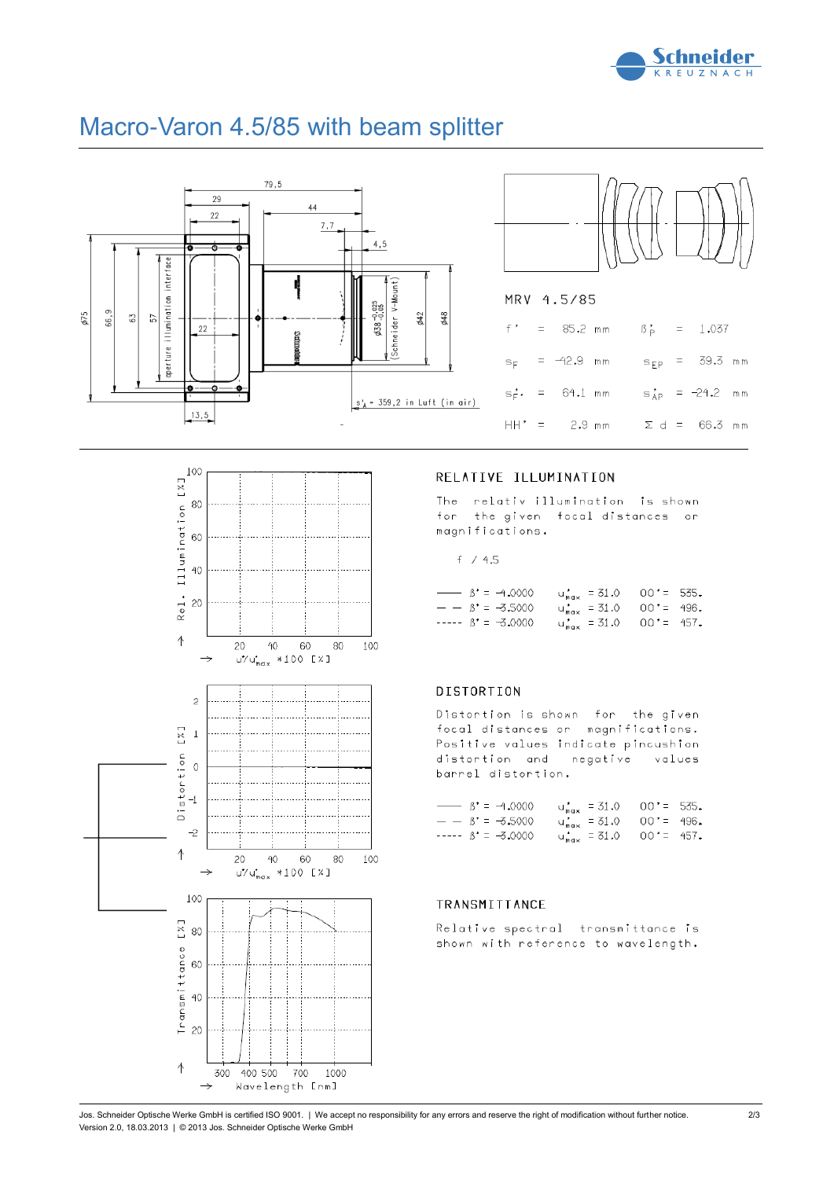# Macro-Varon 4.5/85 with beam splitter

MRV 4.5/85

| | | | | | |
|---|---|---|---|---|---|
| $f'$ | = | 85.2 mm | $\beta'_P$ | = | 1.037 |
| $s_F$ | = | -42.9 mm | $s_{EP}$ | = | 39.3 mm |
| $s'_{F'}$ | = | 64.1 mm | $s'_{AP}$ | = | -24.2 mm |
| $HH'$ | = | 2.9 mm | $\Sigma d$ | = | 66.3 mm |

## RELATIVE ILLUMINATION

The relativ illumination is shown for the given focal distances or magnifications.

f / 4.5

| | | | |
|---|---|---|---|
| —— | $\beta'$ = -4.0000 | $u'_{max}$ = 31.0 | OO' = 535. |
| — — | $\beta'$ = -3.5000 | $u'_{max}$ = 31.0 | OO' = 496. |
| ----- | $\beta'$ = -3.0000 | $u'_{max}$ = 31.0 | OO' = 457. |

## DISTORTION

Distortion is shown for the given focal distances or magnifications. Positive values indicate pincushion distortion and negative values barrel distortion.

| | | | |
|---|---|---|---|
| —— | $\beta'$ = -4.0000 | $u'_{max}$ = 31.0 | OO' = 535. |
| — — | $\beta'$ = -3.5000 | $u'_{max}$ = 31.0 | OO' = 496. |
| ----- | $\beta'$ = -3.0000 | $u'_{max}$ = 31.0 | OO' = 457. |

## TRANSMITTANCE

Relative spectral transmittance is shown with reference to wavelength.

Jos. Schneider Optische Werke GmbH is certified ISO 9001. | We accept no responsibility for any errors and reserve the right of modification without further notice.
Version 2.0, 18.03.2013 | © 2013 Jos. Schneider Optische Werke GmbH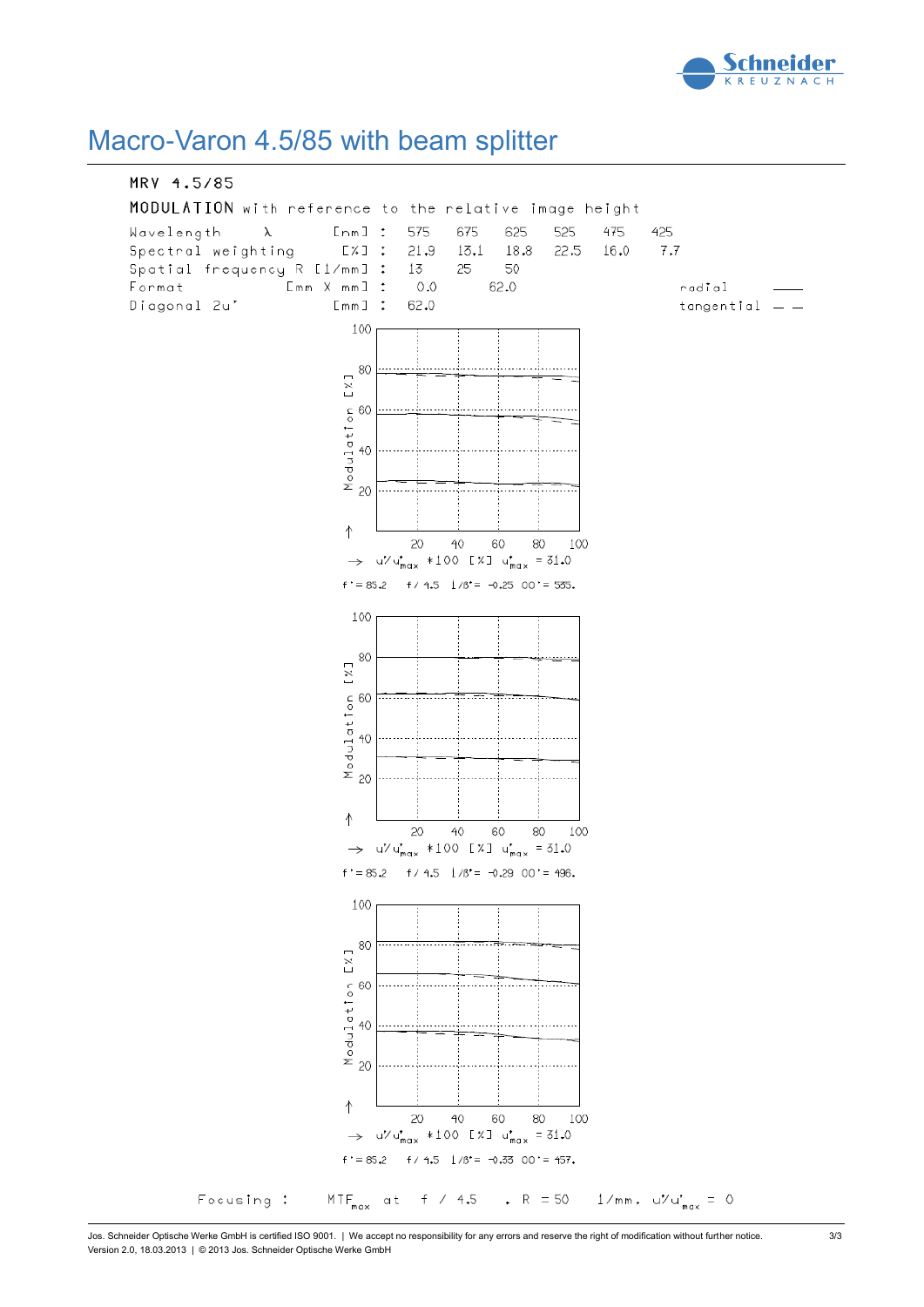# Macro-Varon 4.5/85 with beam splitter

MRV 4.5/85

**MODULATION** with reference to the relative image height

| | | | | | | | |
|---|---|---|---|---|---|---|---|
| Wavelength λ | [nm] : | 575 | 675 | 625 | 525 | 475 | 425 |
| Spectral weighting | [%] : | 21.9 | 13.1 | 18.8 | 22.5 | 16.0 | 7.7 |
| Spatial frequency R | [1/mm] : | 13 | 25 | 50 | | | |
| Format | [mm X mm] : | 0.0 | | 62.0 | | | |
| Diagonal 2u' | [mm] : | 62.0 | | | | | |

radial ——
tangential — —

100
80
60
40
20
Modulation [%]
20 40 60 80 100
→ u'/u'max *100 [%] u'max = 31.0

f ' = 85.2 f / 4.5 1/β' = -0.25 OO' = 585.

100
80
60
40
20
Modulation [%]
20 40 60 80 100
→ u'/u'max *100 [%] u'max = 31.0

f ' = 85.2 f / 4.5 1/β' = -0.29 OO' = 496.

100
80
60
40
20
Modulation [%]
20 40 60 80 100
→ u'/u'max *100 [%] u'max = 31.0

f ' = 85.2 f / 4.5 1/β' = -0.33 OO' = 437.

Focusing : $MTF_{max}$ at f / 4.5 , R = 50 1/mm, $u'/u'_{max}$ = 0

Jos. Schneider Optische Werke GmbH is certified ISO 9001. | We accept no responsibility for any errors and reserve the right of modification without further notice.
Version 2.0, 18.03.2013 | © 2013 Jos. Schneider Optische Werke GmbH